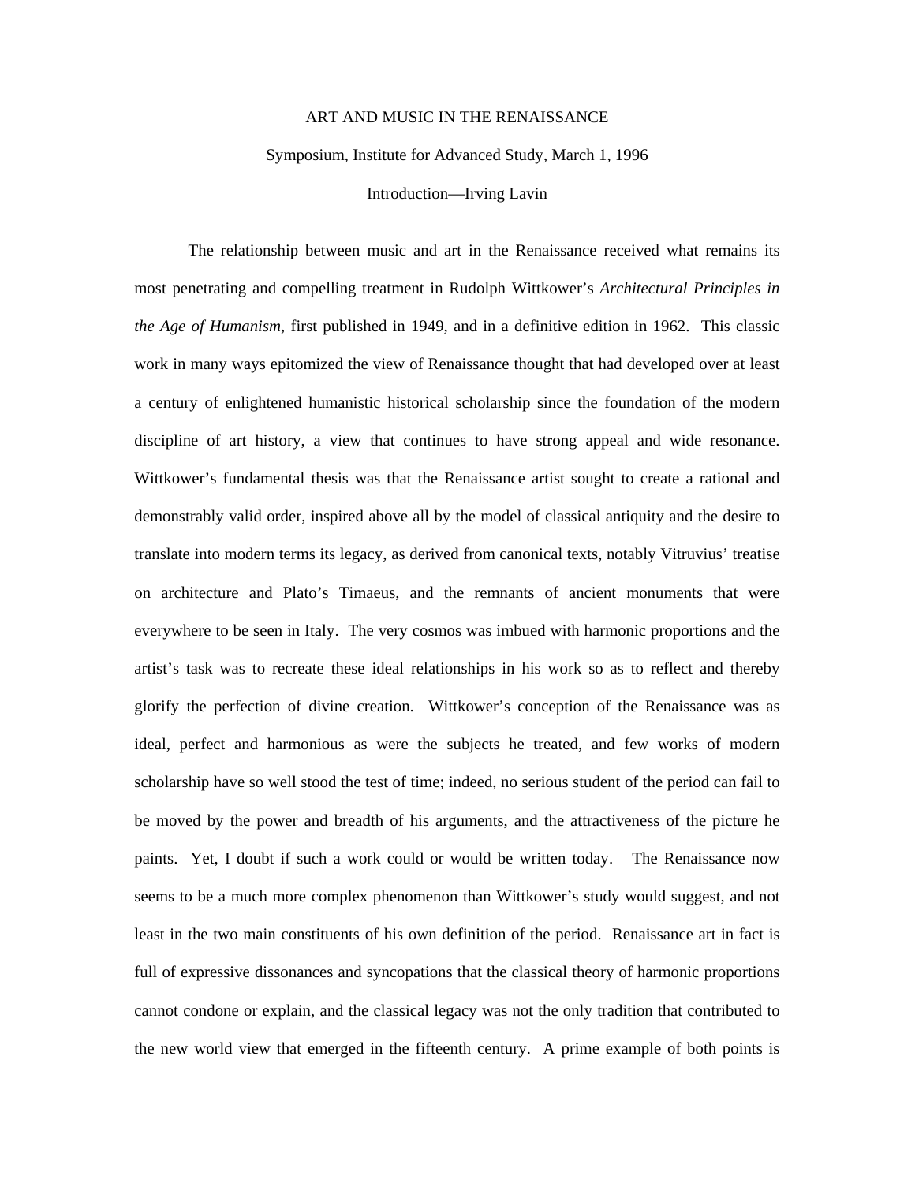# ART AND MUSIC IN THE RENAISSANCE

Symposium, Institute for Advanced Study, March 1, 1996

Introduction—Irving Lavin

The relationship between music and art in the Renaissance received what remains its most penetrating and compelling treatment in Rudolph Wittkower's *Architectural Principles in the Age of Humanism*, first published in 1949, and in a definitive edition in 1962. This classic work in many ways epitomized the view of Renaissance thought that had developed over at least a century of enlightened humanistic historical scholarship since the foundation of the modern discipline of art history, a view that continues to have strong appeal and wide resonance. Wittkower's fundamental thesis was that the Renaissance artist sought to create a rational and demonstrably valid order, inspired above all by the model of classical antiquity and the desire to translate into modern terms its legacy, as derived from canonical texts, notably Vitruvius' treatise on architecture and Plato's Timaeus, and the remnants of ancient monuments that were everywhere to be seen in Italy. The very cosmos was imbued with harmonic proportions and the artist's task was to recreate these ideal relationships in his work so as to reflect and thereby glorify the perfection of divine creation. Wittkower's conception of the Renaissance was as ideal, perfect and harmonious as were the subjects he treated, and few works of modern scholarship have so well stood the test of time; indeed, no serious student of the period can fail to be moved by the power and breadth of his arguments, and the attractiveness of the picture he paints. Yet, I doubt if such a work could or would be written today. The Renaissance now seems to be a much more complex phenomenon than Wittkower's study would suggest, and not least in the two main constituents of his own definition of the period. Renaissance art in fact is full of expressive dissonances and syncopations that the classical theory of harmonic proportions cannot condone or explain, and the classical legacy was not the only tradition that contributed to the new world view that emerged in the fifteenth century. A prime example of both points is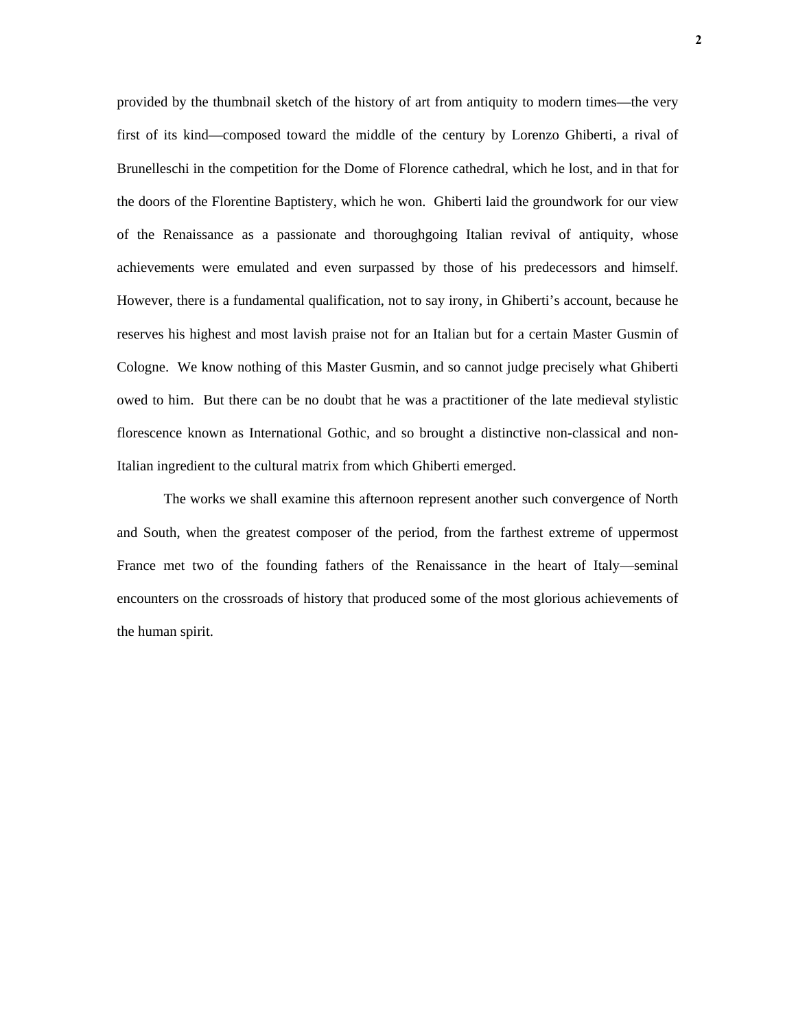provided by the thumbnail sketch of the history of art from antiquity to modern times—the very first of its kind—composed toward the middle of the century by Lorenzo Ghiberti, a rival of Brunelleschi in the competition for the Dome of Florence cathedral, which he lost, and in that for the doors of the Florentine Baptistery, which he won. Ghiberti laid the groundwork for our view of the Renaissance as a passionate and thoroughgoing Italian revival of antiquity, whose achievements were emulated and even surpassed by those of his predecessors and himself. However, there is a fundamental qualification, not to say irony, in Ghiberti's account, because he reserves his highest and most lavish praise not for an Italian but for a certain Master Gusmin of Cologne. We know nothing of this Master Gusmin, and so cannot judge precisely what Ghiberti owed to him. But there can be no doubt that he was a practitioner of the late medieval stylistic florescence known as International Gothic, and so brought a distinctive non-classical and non-Italian ingredient to the cultural matrix from which Ghiberti emerged.

The works we shall examine this afternoon represent another such convergence of North and South, when the greatest composer of the period, from the farthest extreme of uppermost France met two of the founding fathers of the Renaissance in the heart of Italy—seminal encounters on the crossroads of history that produced some of the most glorious achievements of the human spirit.